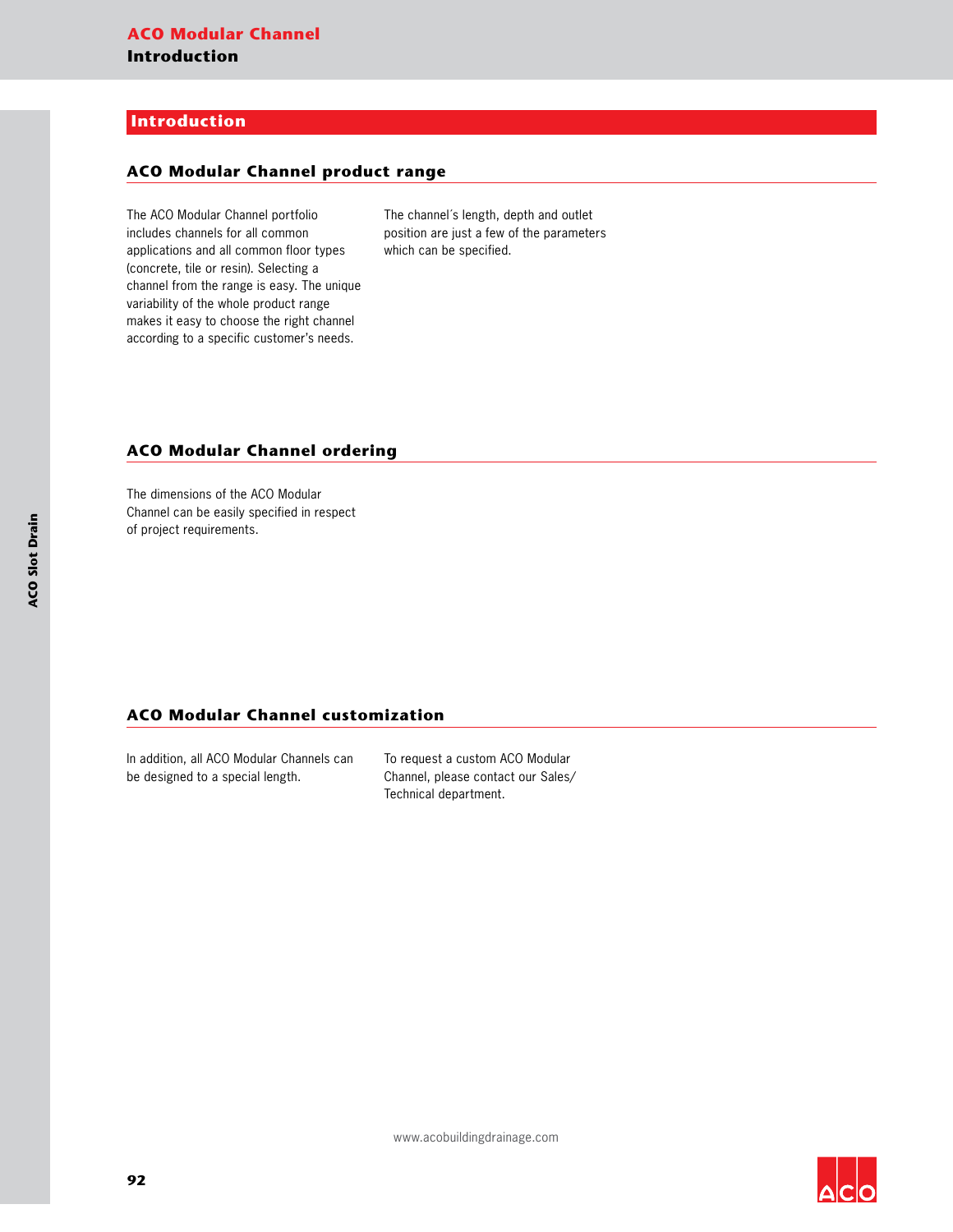# Introduction

## ACO Modular Channel product range

The ACO Modular Channel portfolio includes channels for all common applications and all common floor types (concrete, tile or resin). Selecting a channel from the range is easy. The unique variability of the whole product range makes it easy to choose the right channel according to a specific customer's needs.

The channel´s length, depth and outlet position are just a few of the parameters which can be specified.

## ACO Modular Channel ordering

The dimensions of the ACO Modular Channel can be easily specified in respect of project requirements.

## ACO Modular Channel customization

In addition, all ACO Modular Channels can be designed to a special length.

To request a custom ACO Modular Channel, please contact our Sales/ Technical department.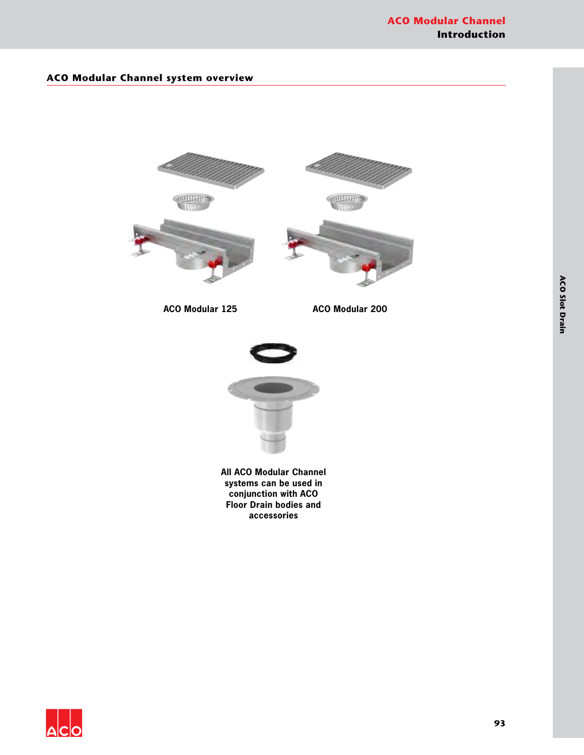## ACO Modular Channel system overview

ACO Modular 125

ACO Modular 200

All ACO Modular Channel systems can be used in conjunction with ACO Floor Drain bodies and accessories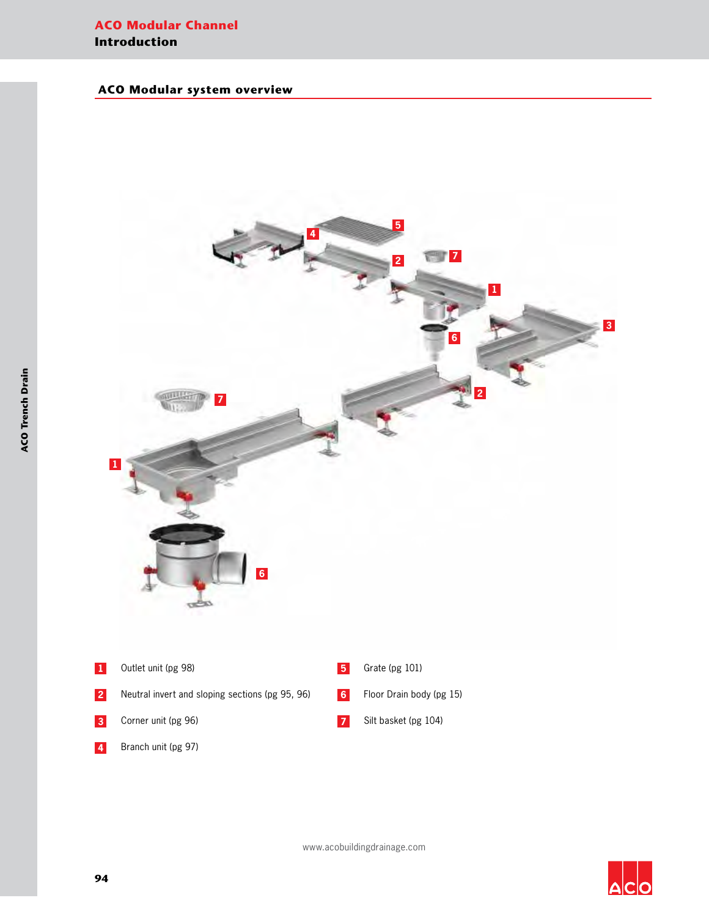## ACO Modular system overview

1 Outlet unit (pg 98)

2 Neutral invert and sloping sections (pg 95, 96)

3 Corner unit (pg 96)

4 Branch unit (pg 97)

5 Grate (pg 101)

6 Floor Drain body (pg 15)

7 Silt basket (pg 104)

www.acobuildingdrainage.com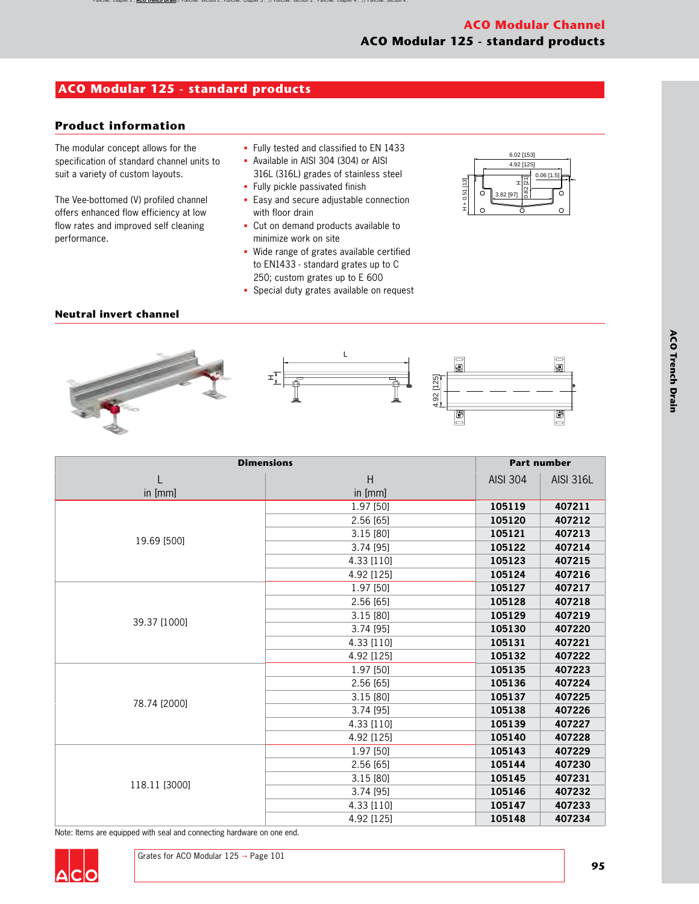## ACO Modular 125 - standard products

### Product information

The modular concept allows for the specification of standard channel units to suit a variety of custom layouts.

The Vee-bottomed (V) profiled channel offers enhanced flow efficiency at low flow rates and improved self cleaning performance.

- Fully tested and classified to EN 1433
- Available in AISI 304 (304) or AISI 316L (316L) grades of stainless steel
- Fully pickle passivated finish
- Easy and secure adjustable connection with floor drain
- Cut on demand products available to minimize work on site
- Wide range of grates available certified to EN1433 - standard grates up to C 250; custom grates up to E 600
- Special duty grates available on request

### Neutral invert channel

| Dimensions | | Part number | |
|---|---|---|---|
| L in [mm] | H in [mm] | AISI 304 | AISI 316L |
| 19.69 [500] | 1.97 [50] | **105119** | **407211** |
| | 2.56 [65] | **105120** | **407212** |
| | 3.15 [80] | **105121** | **407213** |
| | 3.74 [95] | **105122** | **407214** |
| | 4.33 [110] | **105123** | **407215** |
| | 4.92 [125] | **105124** | **407216** |
| 39.37 [1000] | 1.97 [50] | **105127** | **407217** |
| | 2.56 [65] | **105128** | **407218** |
| | 3.15 [80] | **105129** | **407219** |
| | 3.74 [95] | **105130** | **407220** |
| | 4.33 [110] | **105131** | **407221** |
| | 4.92 [125] | **105132** | **407222** |
| 78.74 [2000] | 1.97 [50] | **105135** | **407223** |
| | 2.56 [65] | **105136** | **407224** |
| | 3.15 [80] | **105137** | **407225** |
| | 3.74 [95] | **105138** | **407226** |
| | 4.33 [110] | **105139** | **407227** |
| | 4.92 [125] | **105140** | **407228** |
| 118.11 [3000] | 1.97 [50] | **105143** | **407229** |
| | 2.56 [65] | **105144** | **407230** |
| | 3.15 [80] | **105145** | **407231** |
| | 3.74 [95] | **105146** | **407232** |
| | 4.33 [110] | **105147** | **407233** |
| | 4.92 [125] | **105148** | **407234** |

Note: Items are equipped with seal and connecting hardware on one end.

Grates for ACO Modular 125 → Page 101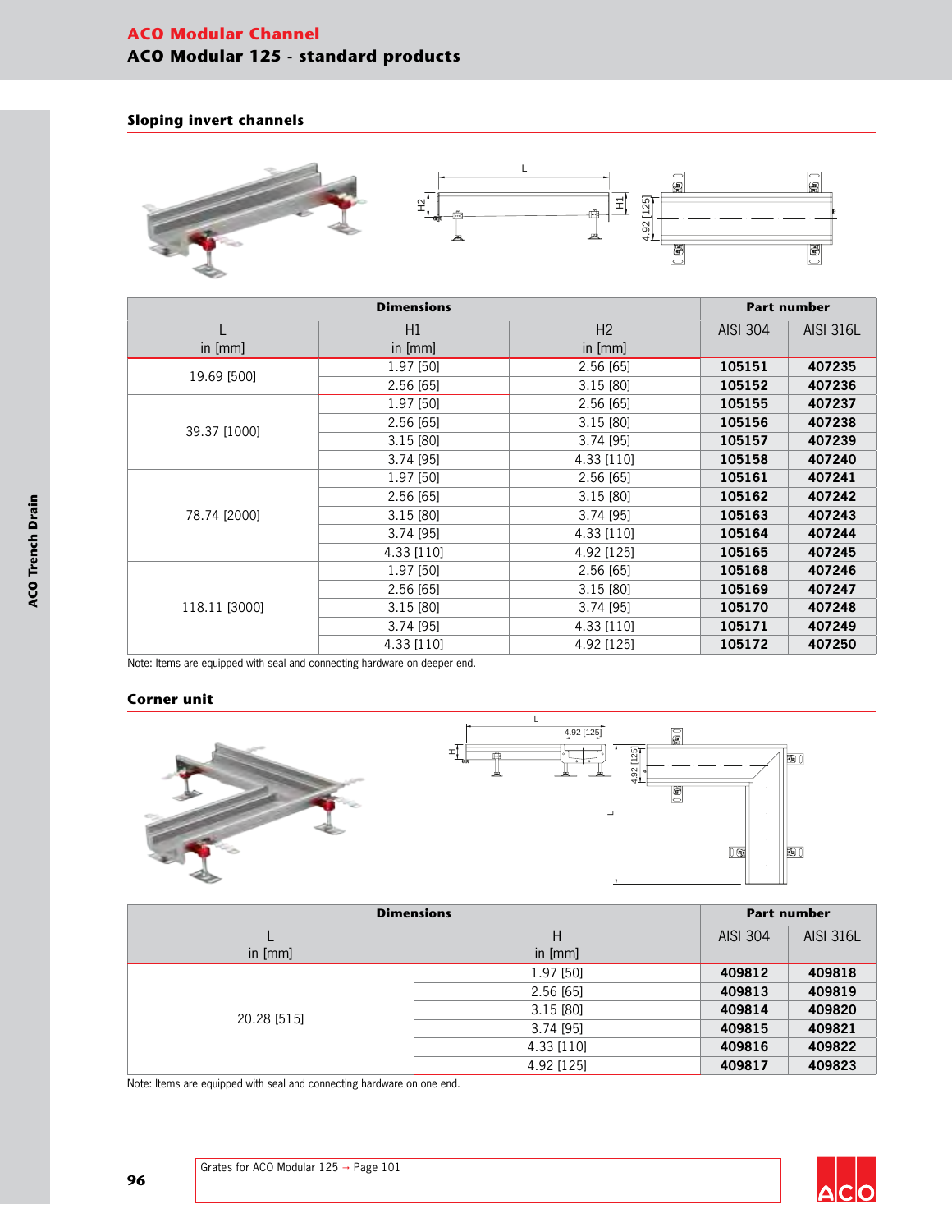# ACO Modular Channel

## ACO Modular 125 - standard products

### Sloping invert channels

| Dimensions | | | Part number | |
|---|---|---|---|---|
| L in [mm] | H1 in [mm] | H2 in [mm] | AISI 304 | AISI 316L |
| 19.69 [500] | 1.97 [50] | 2.56 [65] | **105151** | **407235** |
| | 2.56 [65] | 3.15 [80] | **105152** | **407236** |
| 39.37 [1000] | 1.97 [50] | 2.56 [65] | **105155** | **407237** |
| | 2.56 [65] | 3.15 [80] | **105156** | **407238** |
| | 3.15 [80] | 3.74 [95] | **105157** | **407239** |
| | 3.74 [95] | 4.33 [110] | **105158** | **407240** |
| 78.74 [2000] | 1.97 [50] | 2.56 [65] | **105161** | **407241** |
| | 2.56 [65] | 3.15 [80] | **105162** | **407242** |
| | 3.15 [80] | 3.74 [95] | **105163** | **407243** |
| | 3.74 [95] | 4.33 [110] | **105164** | **407244** |
| | 4.33 [110] | 4.92 [125] | **105165** | **407245** |
| 118.11 [3000] | 1.97 [50] | 2.56 [65] | **105168** | **407246** |
| | 2.56 [65] | 3.15 [80] | **105169** | **407247** |
| | 3.15 [80] | 3.74 [95] | **105170** | **407248** |
| | 3.74 [95] | 4.33 [110] | **105171** | **407249** |
| | 4.33 [110] | 4.92 [125] | **105172** | **407250** |

Note: Items are equipped with seal and connecting hardware on deeper end.

### Corner unit

| Dimensions | | Part number | |
|---|---|---|---|
| L in [mm] | H in [mm] | AISI 304 | AISI 316L |
| 20.28 [515] | 1.97 [50] | **409812** | **409818** |
| | 2.56 [65] | **409813** | **409819** |
| | 3.15 [80] | **409814** | **409820** |
| | 3.74 [95] | **409815** | **409821** |
| | 4.33 [110] | **409816** | **409822** |
| | 4.92 [125] | **409817** | **409823** |

Note: Items are equipped with seal and connecting hardware on one end.

Grates for ACO Modular 125 → Page 101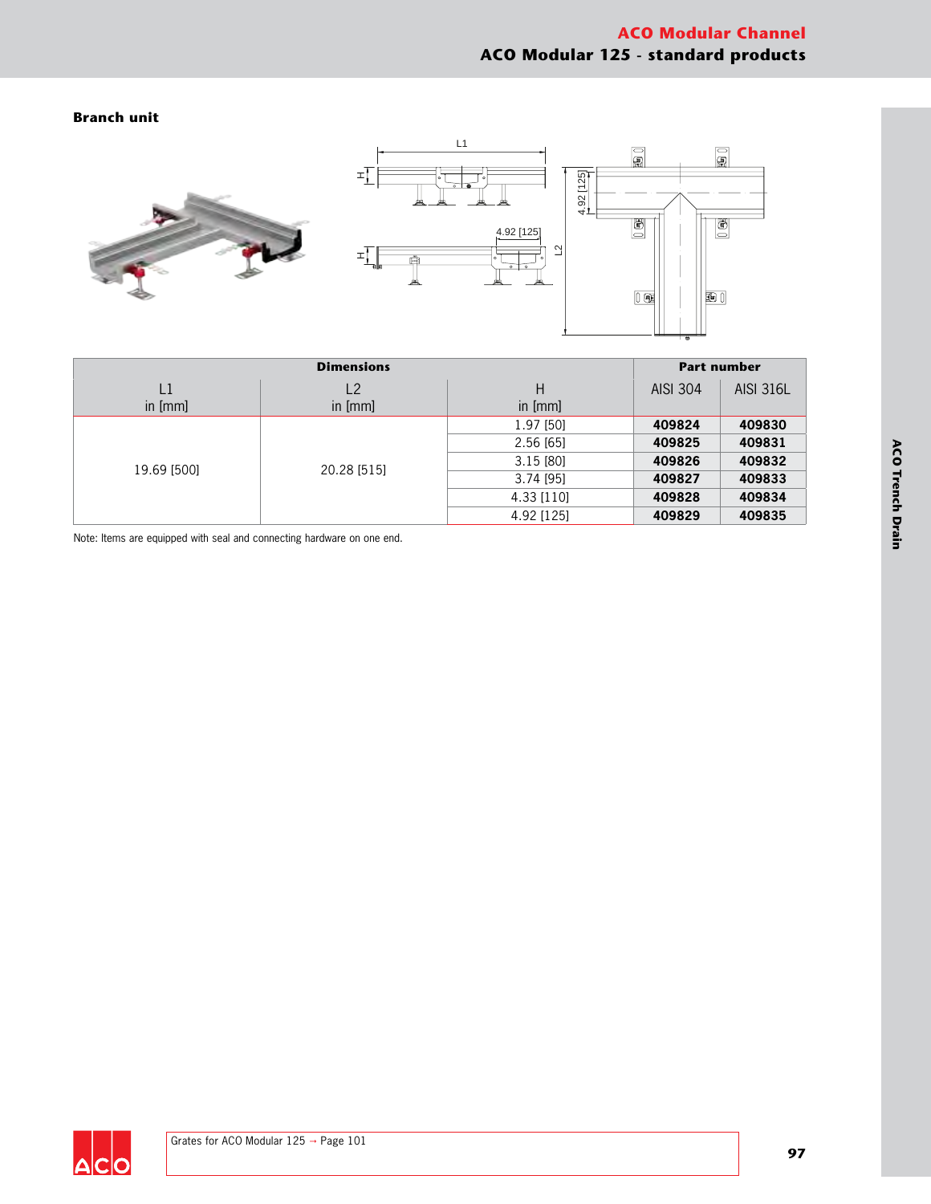## Branch unit

| Dimensions | | | Part number | |
|---|---|---|---|---|
| L1 in [mm] | L2 in [mm] | H in [mm] | AISI 304 | AISI 316L |
| 19.69 [500] | 20.28 [515] | 1.97 [50] | **409824** | **409830** |
| | | 2.56 [65] | **409825** | **409831** |
| | | 3.15 [80] | **409826** | **409832** |
| | | 3.74 [95] | **409827** | **409833** |
| | | 4.33 [110] | **409828** | **409834** |
| | | 4.92 [125] | **409829** | **409835** |

Note: Items are equipped with seal and connecting hardware on one end.

Grates for ACO Modular 125 → Page 101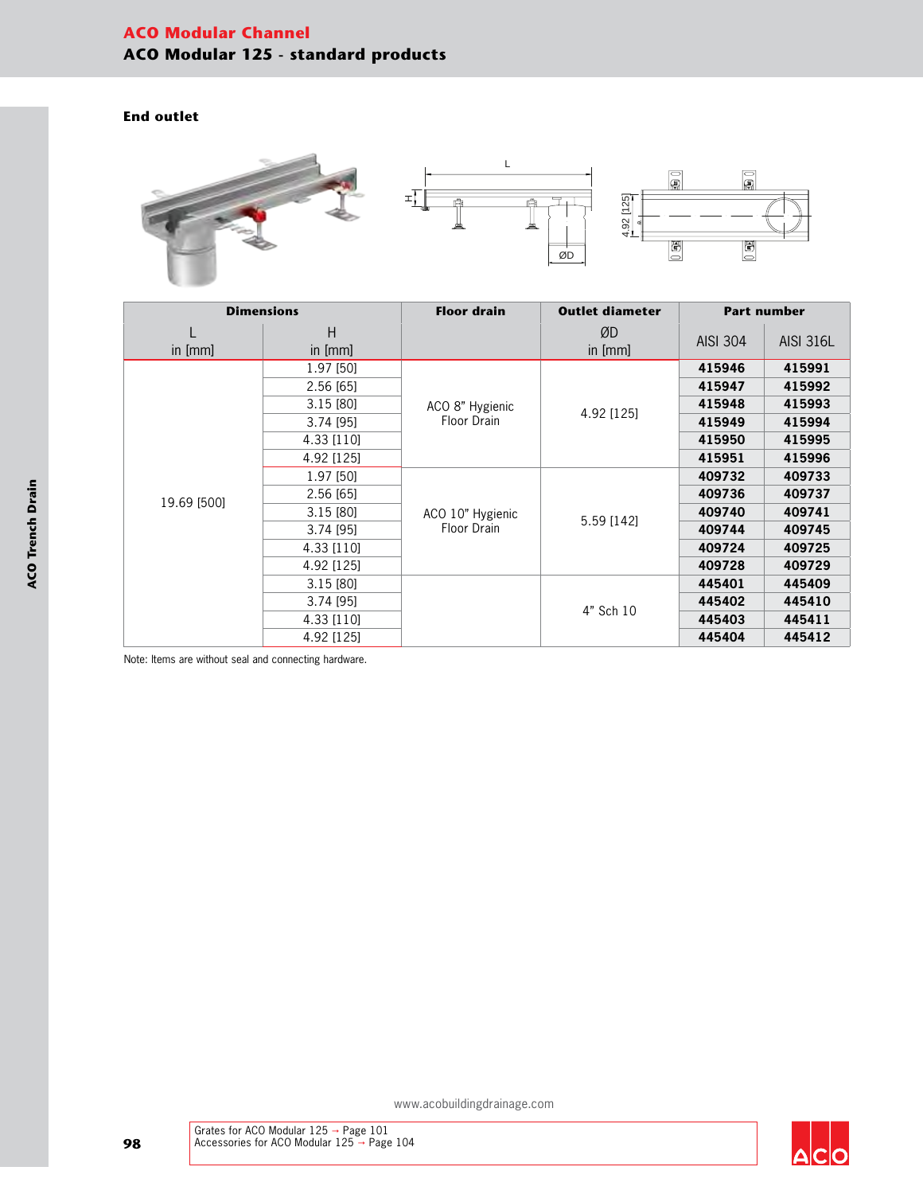# ACO Modular Channel

## ACO Modular 125 - standard products

### End outlet

| Dimensions | | Floor drain | Outlet diameter | Part number | |
|---|---|---|---|---|---|
| L in [mm] | H in [mm] | | ØD in [mm] | AISI 304 | AISI 316L |
| 19.69 [500] | 1.97 [50] | ACO 8" Hygienic Floor Drain | 4.92 [125] | **415946** | **415991** |
| | 2.56 [65] | | | **415947** | **415992** |
| | 3.15 [80] | | | **415948** | **415993** |
| | 3.74 [95] | | | **415949** | **415994** |
| | 4.33 [110] | | | **415950** | **415995** |
| | 4.92 [125] | | | **415951** | **415996** |
| | 1.97 [50] | ACO 10" Hygienic Floor Drain | 5.59 [142] | **409732** | **409733** |
| | 2.56 [65] | | | **409736** | **409737** |
| | 3.15 [80] | | | **409740** | **409741** |
| | 3.74 [95] | | | **409744** | **409745** |
| | 4.33 [110] | | | **409724** | **409725** |
| | 4.92 [125] | | | **409728** | **409729** |
| | 3.15 [80] | | 4" Sch 10 | **445401** | **445409** |
| | 3.74 [95] | | | **445402** | **445410** |
| | 4.33 [110] | | | **445403** | **445411** |
| | 4.92 [125] | | | **445404** | **445412** |

Note: Items are without seal and connecting hardware.

www.acobuildingdrainage.com

Grates for ACO Modular 125 → Page 101
Accessories for ACO Modular 125 → Page 104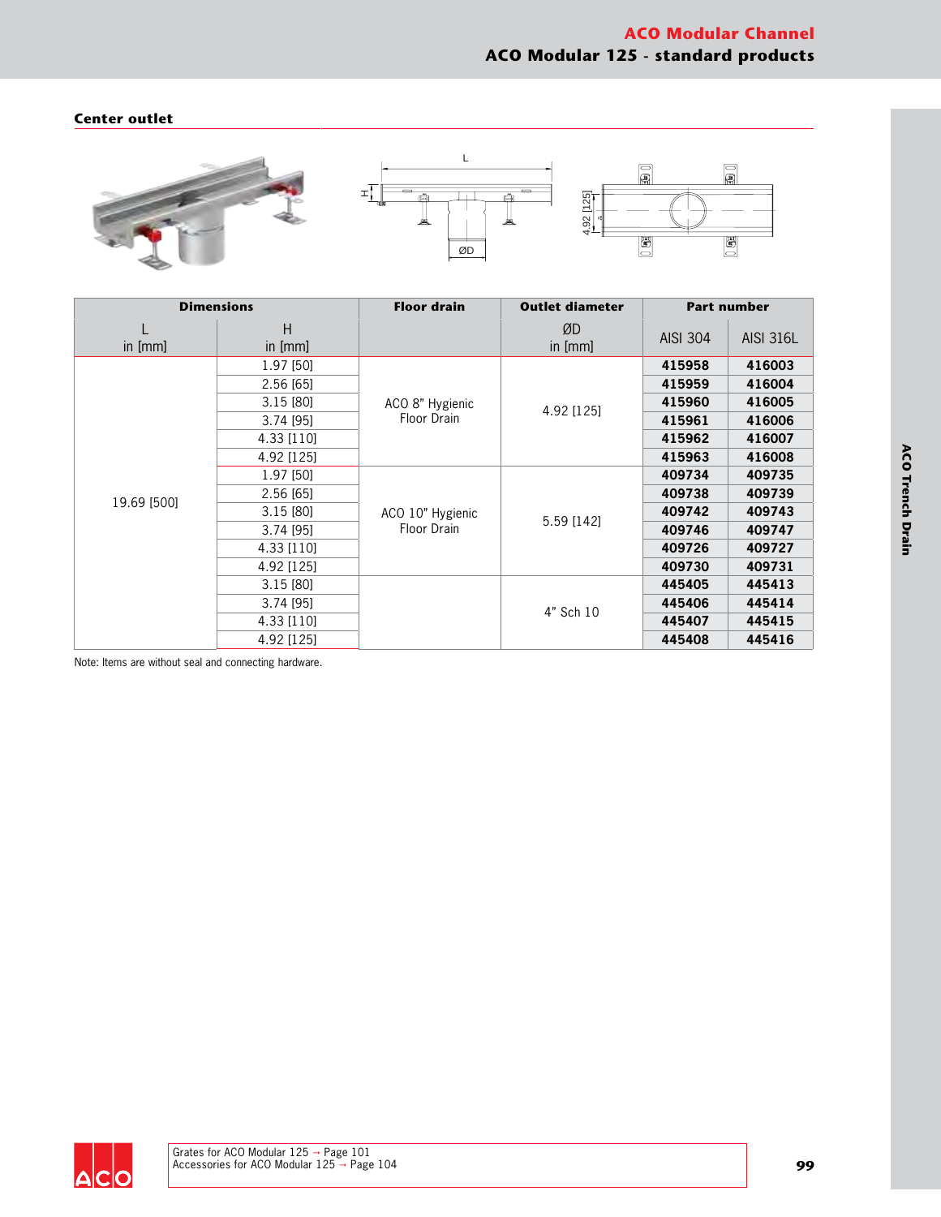# ACO Modular Channel

## ACO Modular 125 - standard products

### Center outlet

| Dimensions | | Floor drain | Outlet diameter | Part number | |
|---|---|---|---|---|---|
| L in [mm] | H in [mm] | | ØD in [mm] | AISI 304 | AISI 316L |
| 19.69 [500] | 1.97 [50] | ACO 8" Hygienic Floor Drain | 4.92 [125] | **415958** | **416003** |
| | 2.56 [65] | | | **415959** | **416004** |
| | 3.15 [80] | | | **415960** | **416005** |
| | 3.74 [95] | | | **415961** | **416006** |
| | 4.33 [110] | | | **415962** | **416007** |
| | 4.92 [125] | | | **415963** | **416008** |
| | 1.97 [50] | ACO 10" Hygienic Floor Drain | 5.59 [142] | **409734** | **409735** |
| | 2.56 [65] | | | **409738** | **409739** |
| | 3.15 [80] | | | **409742** | **409743** |
| | 3.74 [95] | | | **409746** | **409747** |
| | 4.33 [110] | | | **409726** | **409727** |
| | 4.92 [125] | | | **409730** | **409731** |
| | 3.15 [80] | | 4" Sch 10 | **445405** | **445413** |
| | 3.74 [95] | | | **445406** | **445414** |
| | 4.33 [110] | | | **445407** | **445415** |
| | 4.92 [125] | | | **445408** | **445416** |

Note: Items are without seal and connecting hardware.

Grates for ACO Modular 125 → Page 101
Accessories for ACO Modular 125 → Page 104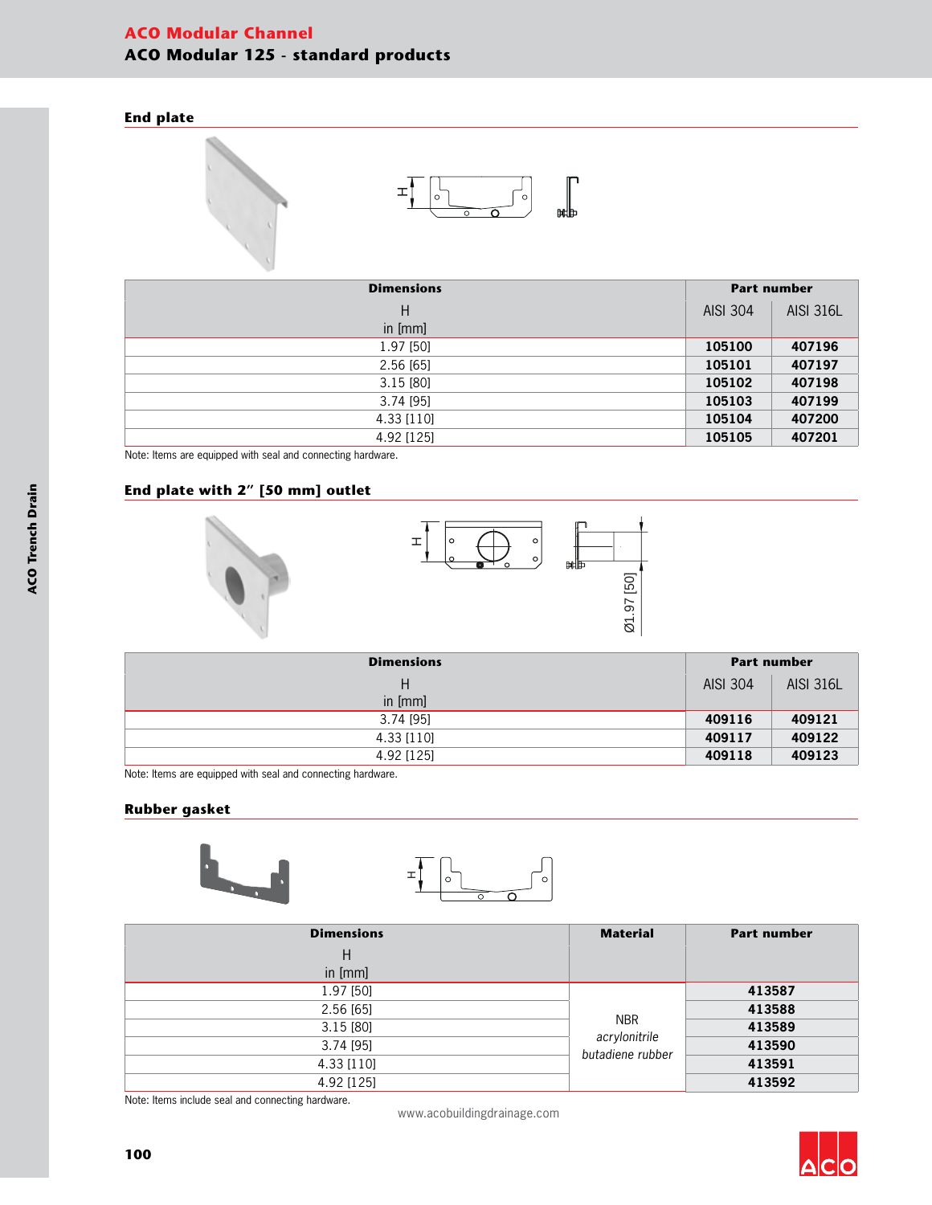# ACO Modular Channel

## ACO Modular 125 - standard products

### End plate

| Dimensions | Part number | |
|---|---|---|
| H in [mm] | AISI 304 | AISI 316L |
| 1.97 [50] | **105100** | **407196** |
| 2.56 [65] | **105101** | **407197** |
| 3.15 [80] | **105102** | **407198** |
| 3.74 [95] | **105103** | **407199** |
| 4.33 [110] | **105104** | **407200** |
| 4.92 [125] | **105105** | **407201** |

Note: Items are equipped with seal and connecting hardware.

### End plate with 2" [50 mm] outlet

Ø1.97 [50]

| Dimensions | Part number | |
|---|---|---|
| H in [mm] | AISI 304 | AISI 316L |
| 3.74 [95] | **409116** | **409121** |
| 4.33 [110] | **409117** | **409122** |
| 4.92 [125] | **409118** | **409123** |

Note: Items are equipped with seal and connecting hardware.

### Rubber gasket

| Dimensions H in [mm] | Material | Part number |
|---|---|---|
| 1.97 [50] | NBR *acrylonitrile butadiene rubber* | **413587** |
| 2.56 [65] | | **413588** |
| 3.15 [80] | | **413589** |
| 3.74 [95] | | **413590** |
| 4.33 [110] | | **413591** |
| 4.92 [125] | | **413592** |

Note: Items include seal and connecting hardware.

www.acobuildingdrainage.com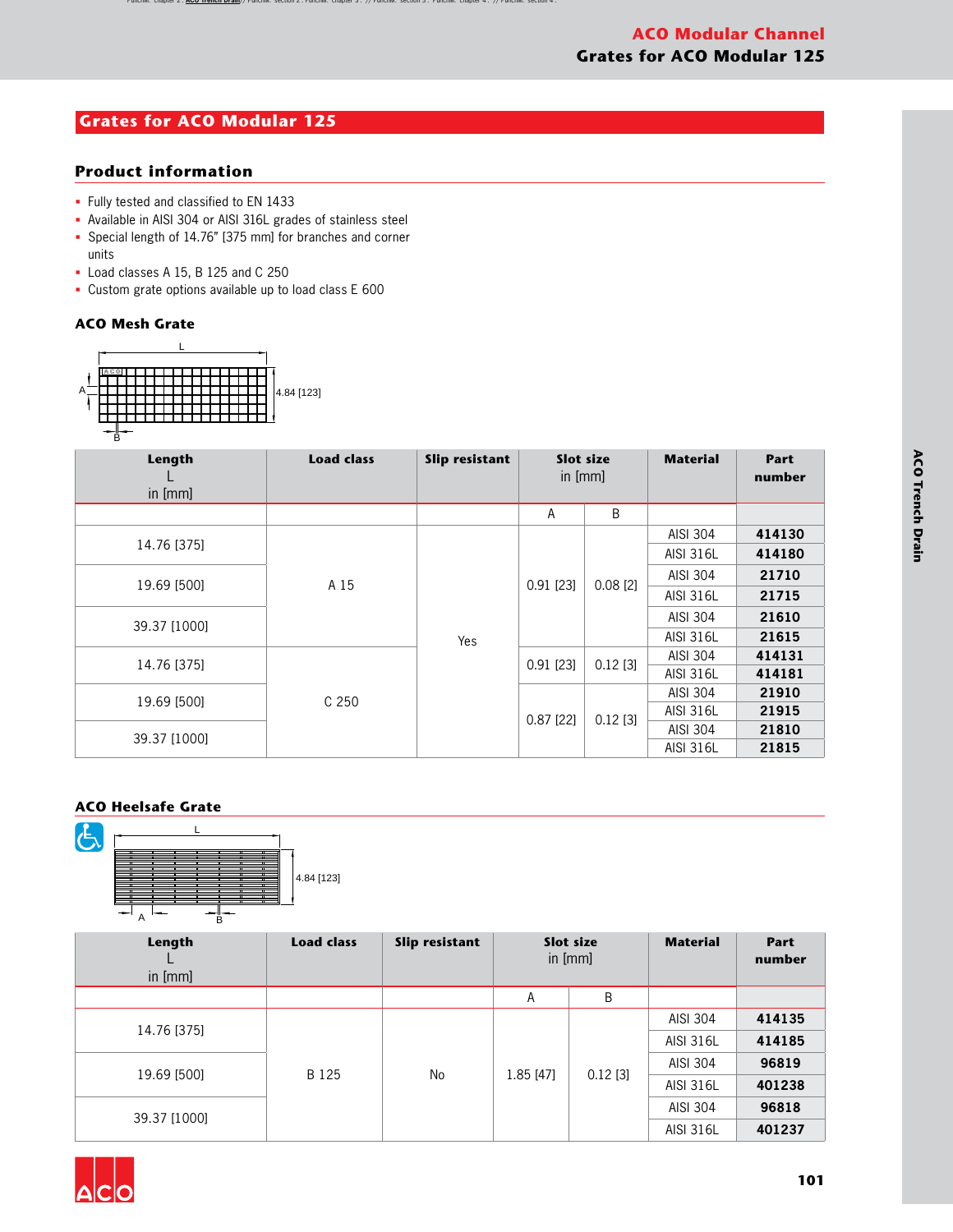# Grates for ACO Modular 125

## Product information

- Fully tested and classified to EN 1433
- Available in AISI 304 or AISI 316L grades of stainless steel
- Special length of 14.76" [375 mm] for branches and corner units
- Load classes A 15, B 125 and C 250
- Custom grate options available up to load class E 600

### ACO Mesh Grate

| Length L in [mm] | Load class | Slip resistant | Slot size in [mm] | | Material | Part number |
|---|---|---|---|---|---|---|
| | | | A | B | | |
| 14.76 [375] | A 15 | Yes | 0.91 [23] | 0.08 [2] | AISI 304 | **414130** |
| | | | | | AISI 316L | **414180** |
| 19.69 [500] | | | | | AISI 304 | **21710** |
| | | | | | AISI 316L | **21715** |
| 39.37 [1000] | | | | | AISI 304 | **21610** |
| | | | | | AISI 316L | **21615** |
| 14.76 [375] | C 250 | | 0.91 [23] | 0.12 [3] | AISI 304 | **414131** |
| | | | | | AISI 316L | **414181** |
| 19.69 [500] | | | 0.87 [22] | 0.12 [3] | AISI 304 | **21910** |
| | | | | | AISI 316L | **21915** |
| 39.37 [1000] | | | | | AISI 304 | **21810** |
| | | | | | AISI 316L | **21815** |

### ACO Heelsafe Grate

| Length L in [mm] | Load class | Slip resistant | Slot size in [mm] | | Material | Part number |
|---|---|---|---|---|---|---|
| | | | A | B | | |
| 14.76 [375] | B 125 | No | 1.85 [47] | 0.12 [3] | AISI 304 | **414135** |
| | | | | | AISI 316L | **414185** |
| 19.69 [500] | | | | | AISI 304 | **96819** |
| | | | | | AISI 316L | **401238** |
| 39.37 [1000] | | | | | AISI 304 | **96818** |
| | | | | | AISI 316L | **401237** |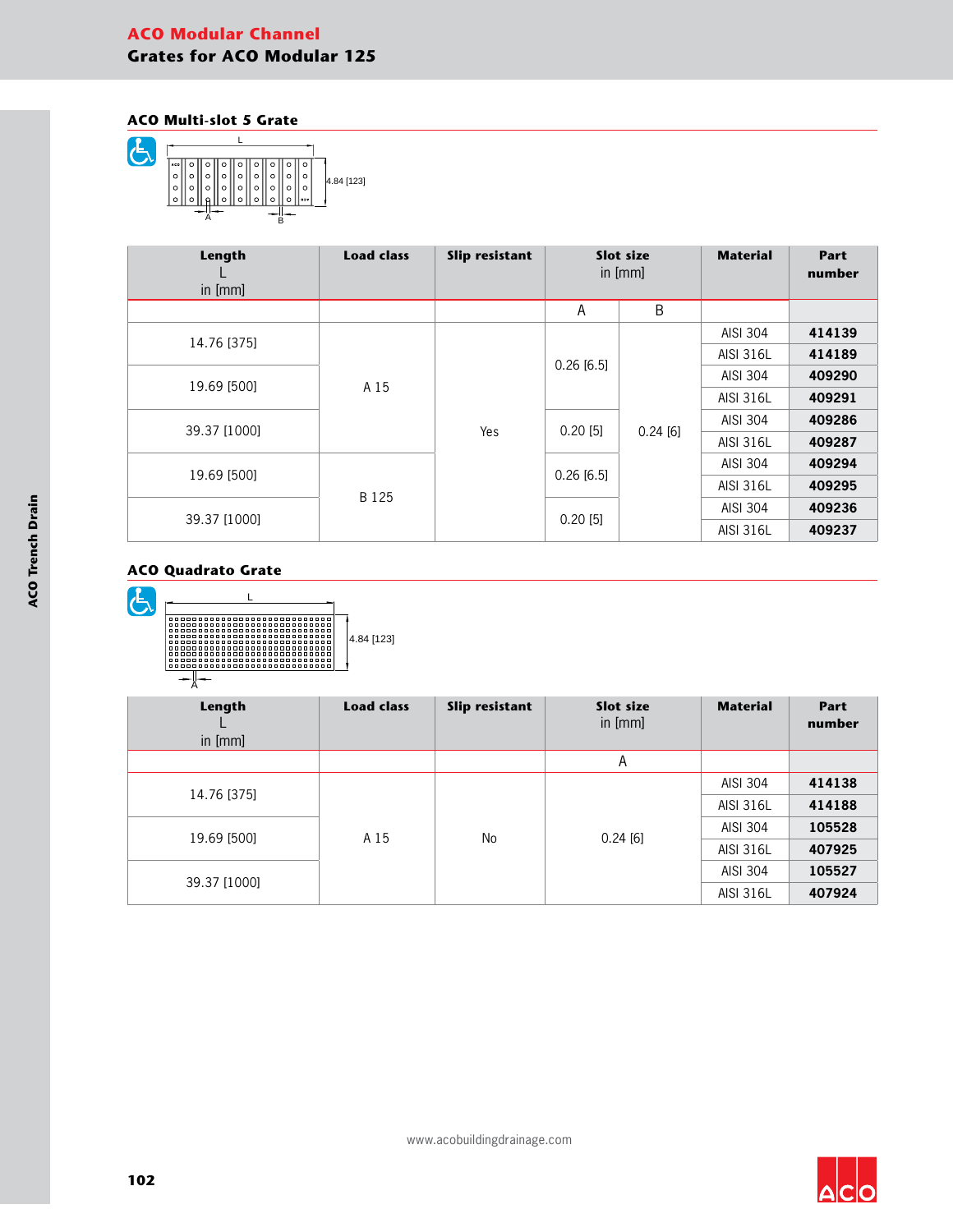# ACO Modular Channel

## Grates for ACO Modular 125

### ACO Multi-slot 5 Grate

L

4.84 [123]

A B

| Length L in [mm] | Load class | Slip resistant | Slot size in [mm] | | Material | Part number |
|---|---|---|---|---|---|---|
| | | | A | B | | |
| 14.76 [375] | A 15 | Yes | 0.26 [6.5] | 0.24 [6] | AISI 304 | **414139** |
| | | | | | AISI 316L | **414189** |
| 19.69 [500] | | | | | AISI 304 | **409290** |
| | | | | | AISI 316L | **409291** |
| 39.37 [1000] | | | 0.20 [5] | | AISI 304 | **409286** |
| | | | | | AISI 316L | **409287** |
| 19.69 [500] | B 125 | | 0.26 [6.5] | | AISI 304 | **409294** |
| | | | | | AISI 316L | **409295** |
| 39.37 [1000] | | | 0.20 [5] | | AISI 304 | **409236** |
| | | | | | AISI 316L | **409237** |

### ACO Quadrato Grate

L

4.84 [123]

A

| Length L in [mm] | Load class | Slip resistant | Slot size in [mm] | Material | Part number |
|---|---|---|---|---|---|
| | | | A | | |
| 14.76 [375] | A 15 | No | 0.24 [6] | AISI 304 | **414138** |
| | | | | AISI 316L | **414188** |
| 19.69 [500] | | | | AISI 304 | **105528** |
| | | | | AISI 316L | **407925** |
| 39.37 [1000] | | | | AISI 304 | **105527** |
| | | | | AISI 316L | **407924** |

www.acobuildingdrainage.com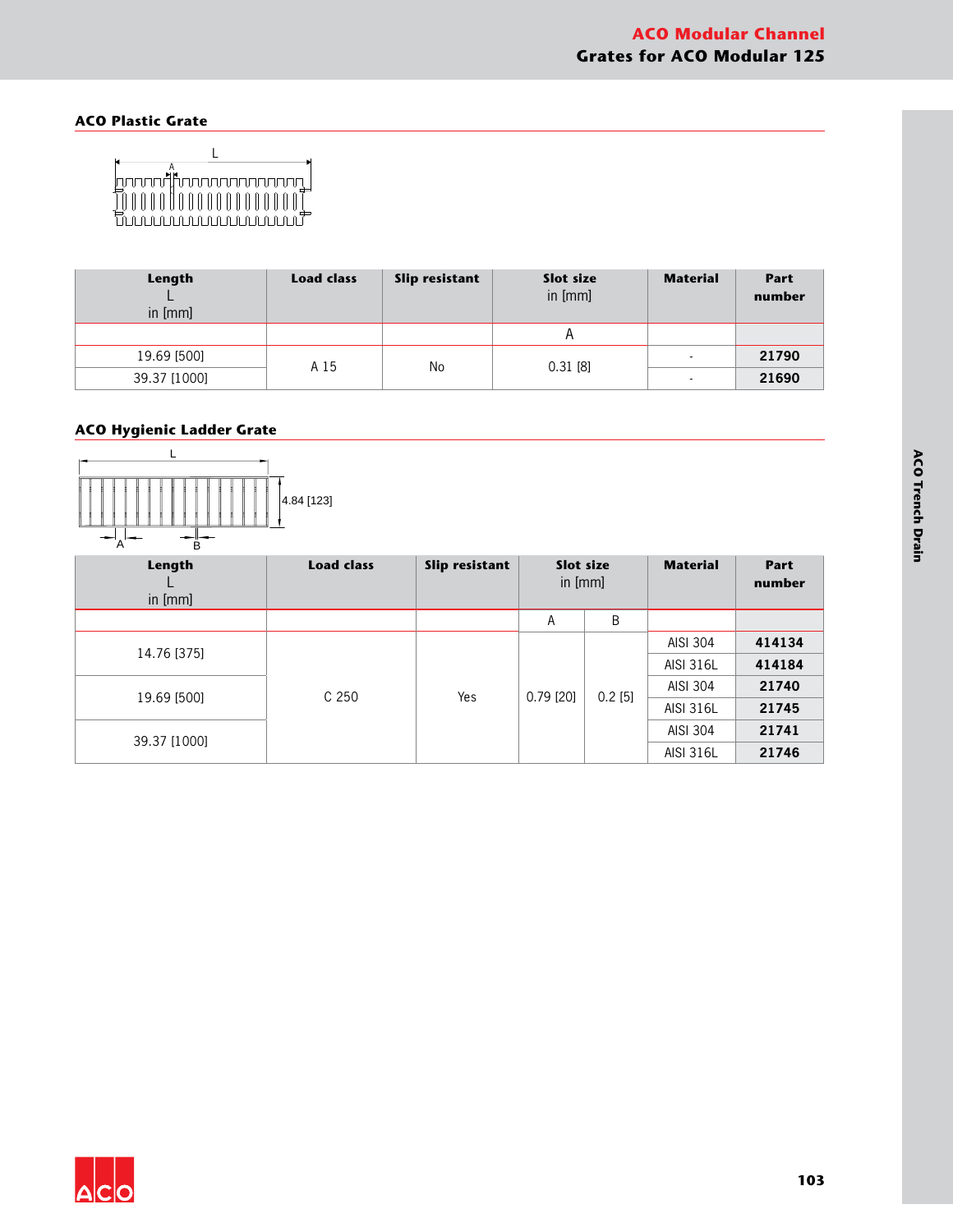## ACO Plastic Grate

| Length<br>L<br>in [mm] | Load class | Slip resistant | Slot size<br>in [mm] | Material | Part number |
|---|---|---|---|---|---|
| | | | A | | |
| 19.69 [500] | A 15 | No | 0.31 [8] | - | **21790** |
| 39.37 [1000] | | | | - | **21690** |

## ACO Hygienic Ladder Grate

| Length<br>L<br>in [mm] | Load class | Slip resistant | Slot size<br>in [mm] | | Material | Part number |
|---|---|---|---|---|---|---|
| | | | A | B | | |
| 14.76 [375] | C 250 | Yes | 0.79 [20] | 0.2 [5] | AISI 304 | **414134** |
| | | | | | AISI 316L | **414184** |
| 19.69 [500] | | | | | AISI 304 | **21740** |
| | | | | | AISI 316L | **21745** |
| 39.37 [1000] | | | | | AISI 304 | **21741** |
| | | | | | AISI 316L | **21746** |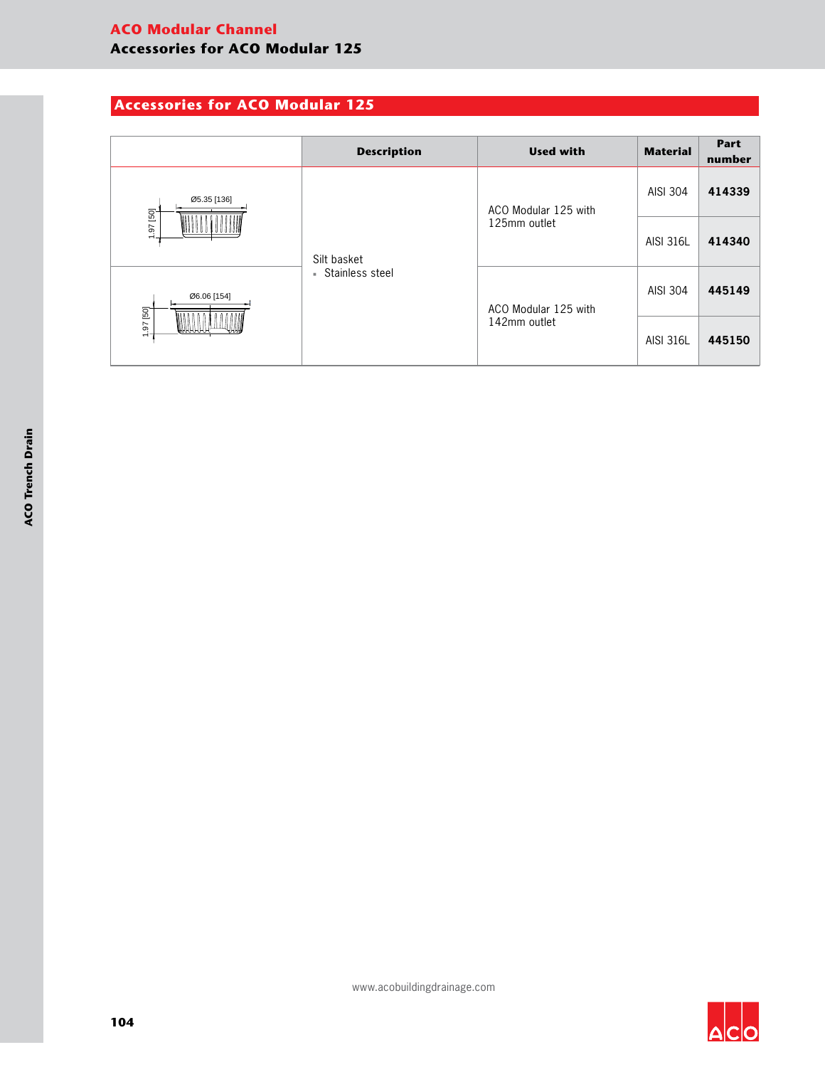## Accessories for ACO Modular 125

| | Description | Used with | Material | Part number |
|---|---|---|---|---|
| Ø5.35 [136] / 1.97 [50] | Silt basket<br>▪ Stainless steel | ACO Modular 125 with 125mm outlet | AISI 304 | **414339** |
| | | | AISI 316L | **414340** |
| Ø6.06 [154] / 1.97 [50] | | ACO Modular 125 with 142mm outlet | AISI 304 | **445149** |
| | | | AISI 316L | **445150** |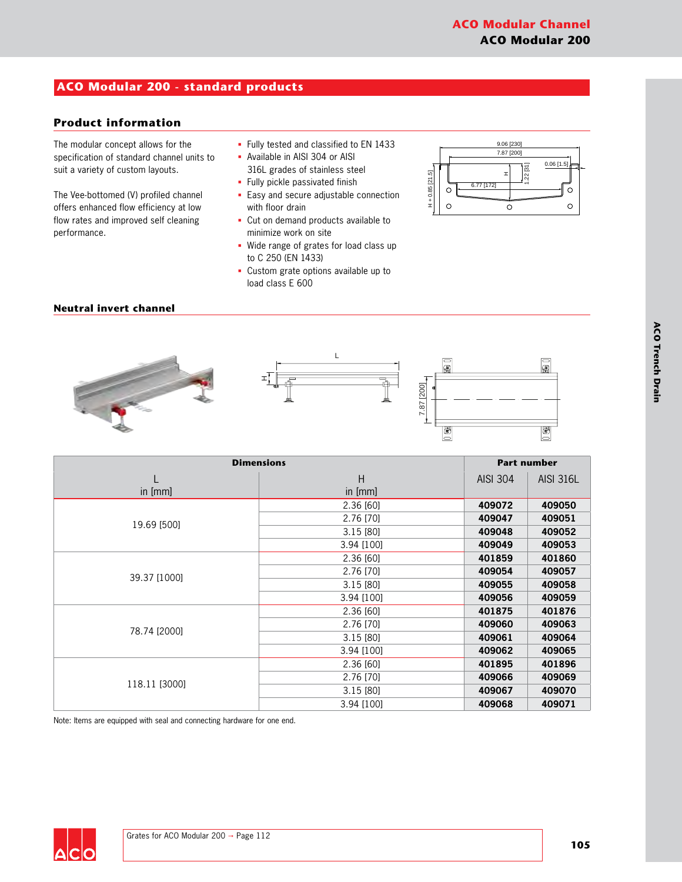## ACO Modular 200 - standard products

### Product information

The modular concept allows for the specification of standard channel units to suit a variety of custom layouts.

The Vee-bottomed (V) profiled channel offers enhanced flow efficiency at low flow rates and improved self cleaning performance.

- Fully tested and classified to EN 1433
- Available in AISI 304 or AISI 316L grades of stainless steel
- Fully pickle passivated finish
- Easy and secure adjustable connection with floor drain
- Cut on demand products available to minimize work on site
- Wide range of grates for load class up to C 250 (EN 1433)
- Custom grate options available up to load class E 600

### Neutral invert channel

| Dimensions | | Part number | |
|---|---|---|---|
| L in [mm] | H in [mm] | AISI 304 | AISI 316L |
| 19.69 [500] | 2.36 [60] | **409072** | **409050** |
| | 2.76 [70] | **409047** | **409051** |
| | 3.15 [80] | **409048** | **409052** |
| | 3.94 [100] | **409049** | **409053** |
| 39.37 [1000] | 2.36 [60] | **401859** | **401860** |
| | 2.76 [70] | **409054** | **409057** |
| | 3.15 [80] | **409055** | **409058** |
| | 3.94 [100] | **409056** | **409059** |
| 78.74 [2000] | 2.36 [60] | **401875** | **401876** |
| | 2.76 [70] | **409060** | **409063** |
| | 3.15 [80] | **409061** | **409064** |
| | 3.94 [100] | **409062** | **409065** |
| 118.11 [3000] | 2.36 [60] | **401895** | **401896** |
| | 2.76 [70] | **409066** | **409069** |
| | 3.15 [80] | **409067** | **409070** |
| | 3.94 [100] | **409068** | **409071** |

Note: Items are equipped with seal and connecting hardware for one end.

Grates for ACO Modular 200 → Page 112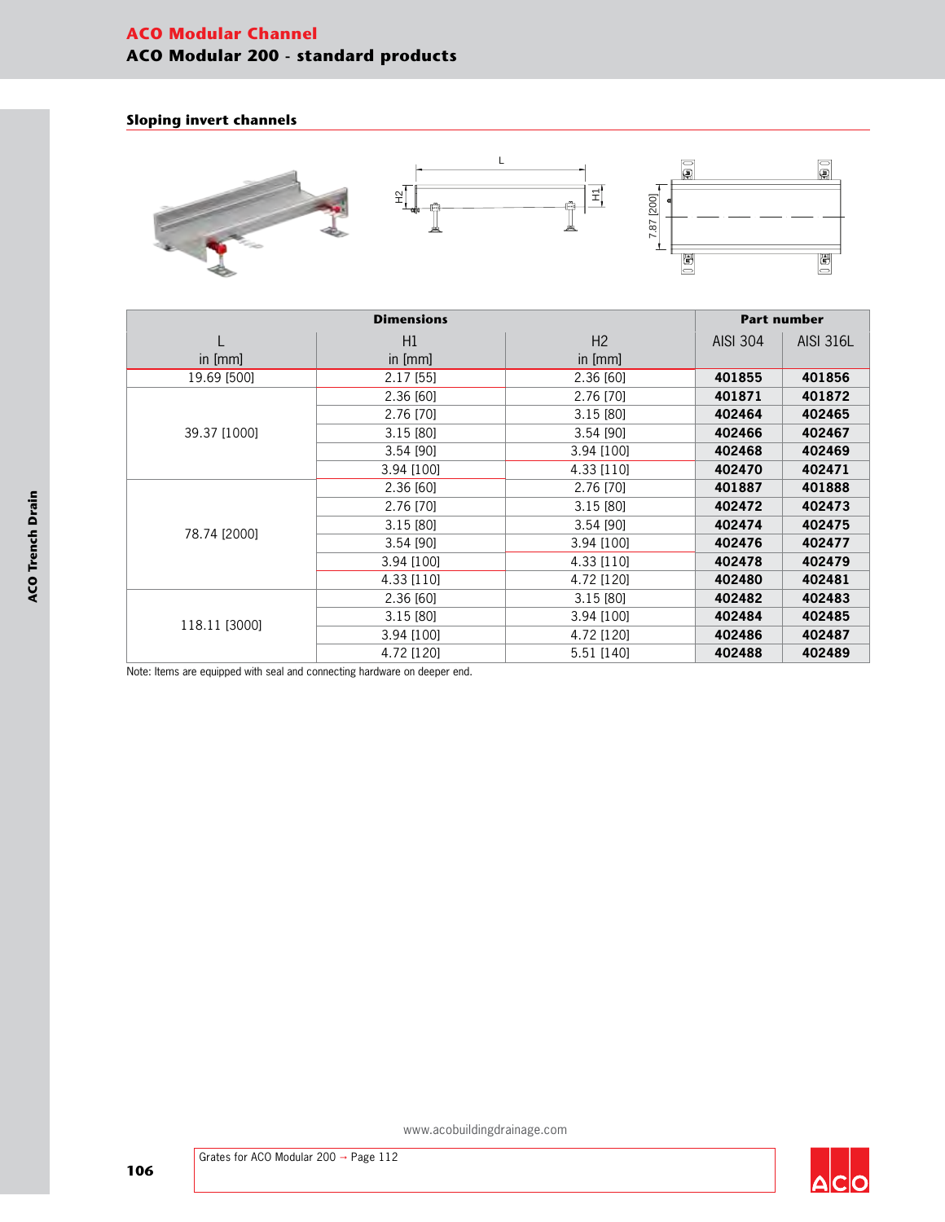# ACO Modular Channel

## ACO Modular 200 - standard products

### Sloping invert channels

| Dimensions | | | Part number | |
|---|---|---|---|---|
| L in [mm] | H1 in [mm] | H2 in [mm] | AISI 304 | AISI 316L |
| 19.69 [500] | 2.17 [55] | 2.36 [60] | **401855** | **401856** |
| 39.37 [1000] | 2.36 [60] | 2.76 [70] | **401871** | **401872** |
| | 2.76 [70] | 3.15 [80] | **402464** | **402465** |
| | 3.15 [80] | 3.54 [90] | **402466** | **402467** |
| | 3.54 [90] | 3.94 [100] | **402468** | **402469** |
| | 3.94 [100] | 4.33 [110] | **402470** | **402471** |
| 78.74 [2000] | 2.36 [60] | 2.76 [70] | **401887** | **401888** |
| | 2.76 [70] | 3.15 [80] | **402472** | **402473** |
| | 3.15 [80] | 3.54 [90] | **402474** | **402475** |
| | 3.54 [90] | 3.94 [100] | **402476** | **402477** |
| | 3.94 [100] | 4.33 [110] | **402478** | **402479** |
| | 4.33 [110] | 4.72 [120] | **402480** | **402481** |
| 118.11 [3000] | 2.36 [60] | 3.15 [80] | **402482** | **402483** |
| | 3.15 [80] | 3.94 [100] | **402484** | **402485** |
| | 3.94 [100] | 4.72 [120] | **402486** | **402487** |
| | 4.72 [120] | 5.51 [140] | **402488** | **402489** |

Note: Items are equipped with seal and connecting hardware on deeper end.

www.acobuildingdrainage.com

Grates for ACO Modular 200 → Page 112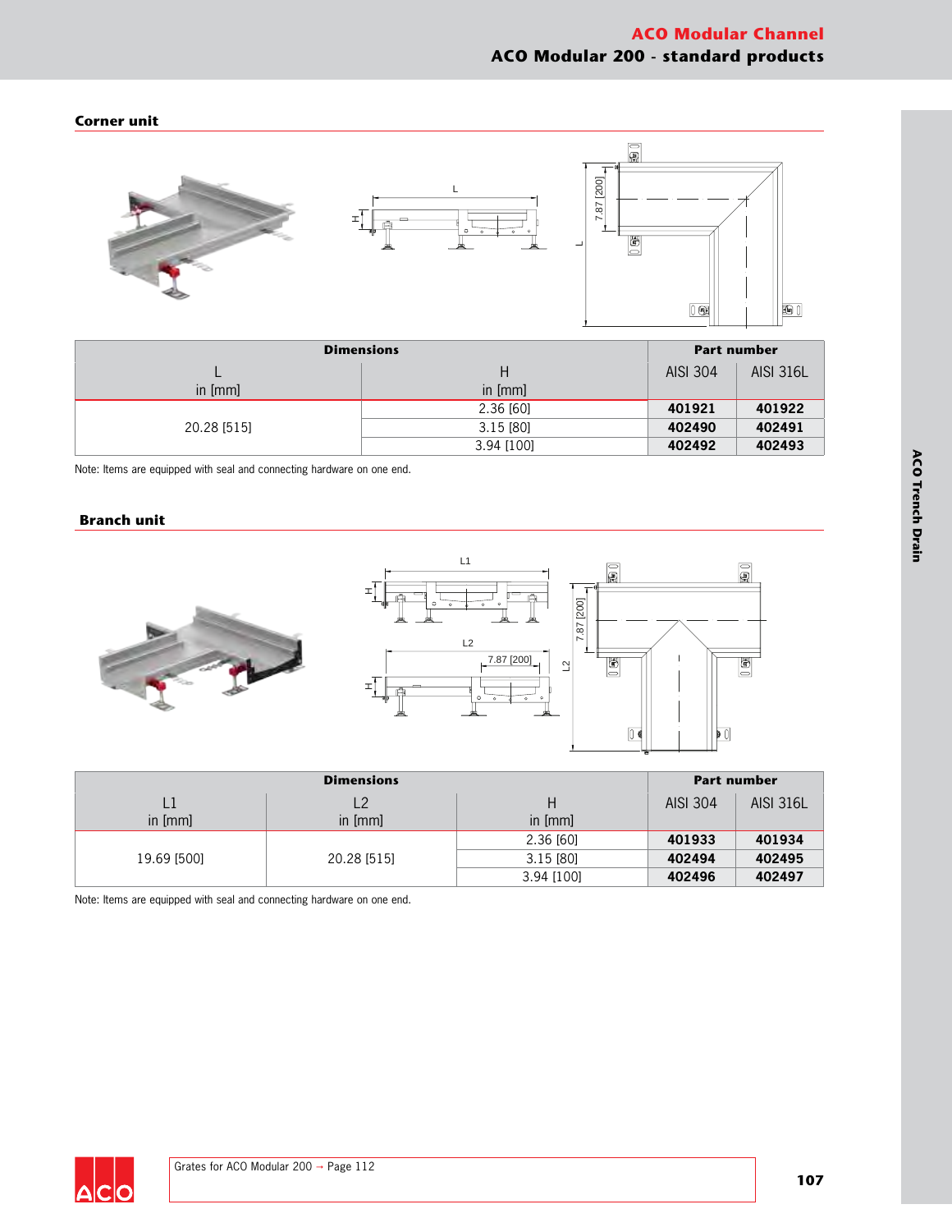## Corner unit

| Dimensions | | Part number | |
|---|---|---|---|
| L in [mm] | H in [mm] | AISI 304 | AISI 316L |
| 20.28 [515] | 2.36 [60] | **401921** | **401922** |
| | 3.15 [80] | **402490** | **402491** |
| | 3.94 [100] | **402492** | **402493** |

Note: Items are equipped with seal and connecting hardware on one end.

## Branch unit

| Dimensions | | | Part number | |
|---|---|---|---|---|
| L1 in [mm] | L2 in [mm] | H in [mm] | AISI 304 | AISI 316L |
| 19.69 [500] | 20.28 [515] | 2.36 [60] | **401933** | **401934** |
| | | 3.15 [80] | **402494** | **402495** |
| | | 3.94 [100] | **402496** | **402497** |

Note: Items are equipped with seal and connecting hardware on one end.

Grates for ACO Modular 200 → Page 112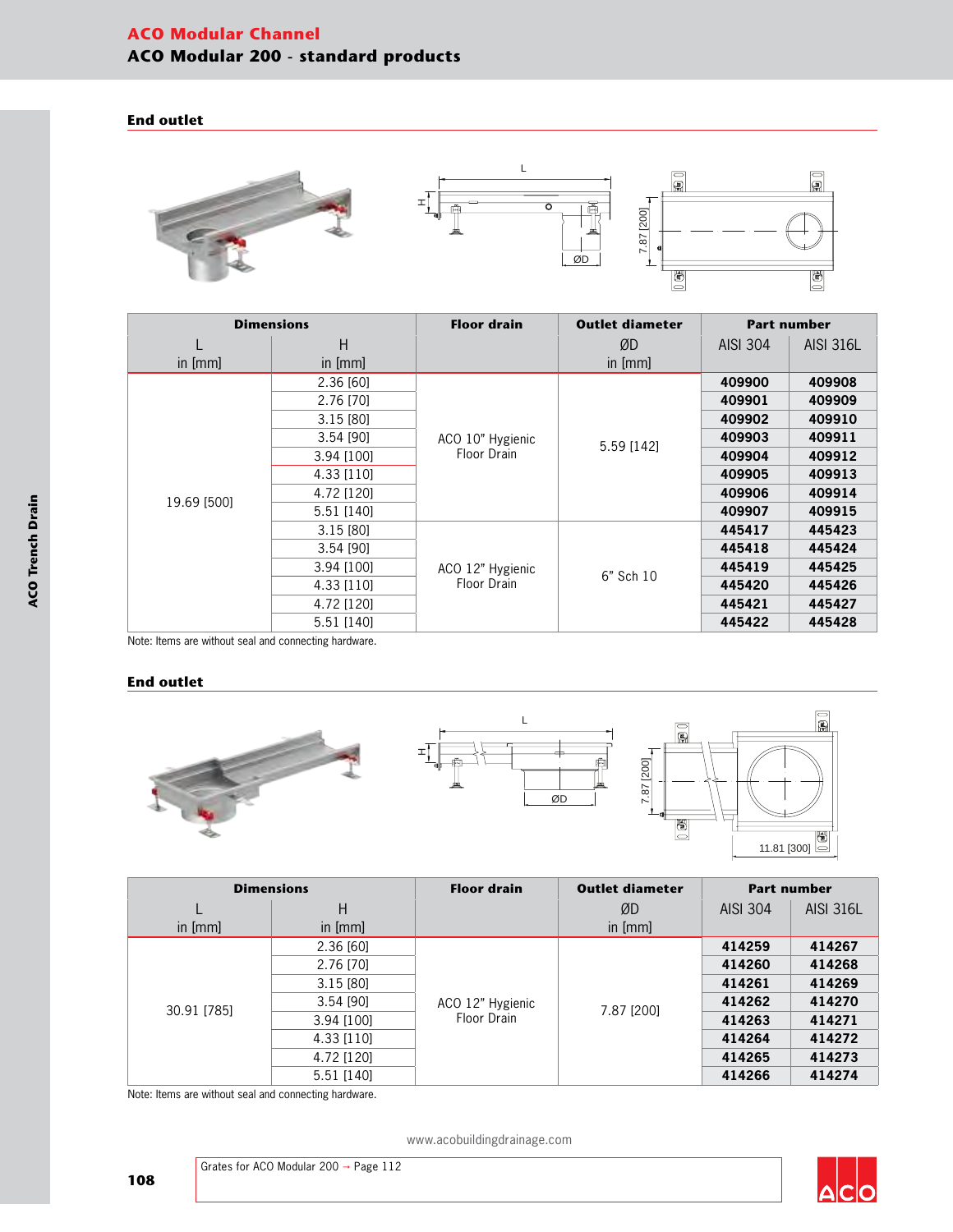# ACO Modular Channel

## ACO Modular 200 - standard products

### End outlet

| Dimensions | | Floor drain | Outlet diameter | Part number | |
|---|---|---|---|---|---|
| L in [mm] | H in [mm] | | ØD in [mm] | AISI 304 | AISI 316L |
| 19.69 [500] | 2.36 [60] | ACO 10" Hygienic Floor Drain | 5.59 [142] | **409900** | **409908** |
| | 2.76 [70] | | | **409901** | **409909** |
| | 3.15 [80] | | | **409902** | **409910** |
| | 3.54 [90] | | | **409903** | **409911** |
| | 3.94 [100] | | | **409904** | **409912** |
| | 4.33 [110] | | | **409905** | **409913** |
| | 4.72 [120] | | | **409906** | **409914** |
| | 5.51 [140] | | | **409907** | **409915** |
| | 3.15 [80] | ACO 12" Hygienic Floor Drain | 6" Sch 10 | **445417** | **445423** |
| | 3.54 [90] | | | **445418** | **445424** |
| | 3.94 [100] | | | **445419** | **445425** |
| | 4.33 [110] | | | **445420** | **445426** |
| | 4.72 [120] | | | **445421** | **445427** |
| | 5.51 [140] | | | **445422** | **445428** |

Note: Items are without seal and connecting hardware.

### End outlet

| Dimensions | | Floor drain | Outlet diameter | Part number | |
|---|---|---|---|---|---|
| L in [mm] | H in [mm] | | ØD in [mm] | AISI 304 | AISI 316L |
| 30.91 [785] | 2.36 [60] | ACO 12" Hygienic Floor Drain | 7.87 [200] | **414259** | **414267** |
| | 2.76 [70] | | | **414260** | **414268** |
| | 3.15 [80] | | | **414261** | **414269** |
| | 3.54 [90] | | | **414262** | **414270** |
| | 3.94 [100] | | | **414263** | **414271** |
| | 4.33 [110] | | | **414264** | **414272** |
| | 4.72 [120] | | | **414265** | **414273** |
| | 5.51 [140] | | | **414266** | **414274** |

Note: Items are without seal and connecting hardware.

www.acobuildingdrainage.com

Grates for ACO Modular 200 → Page 112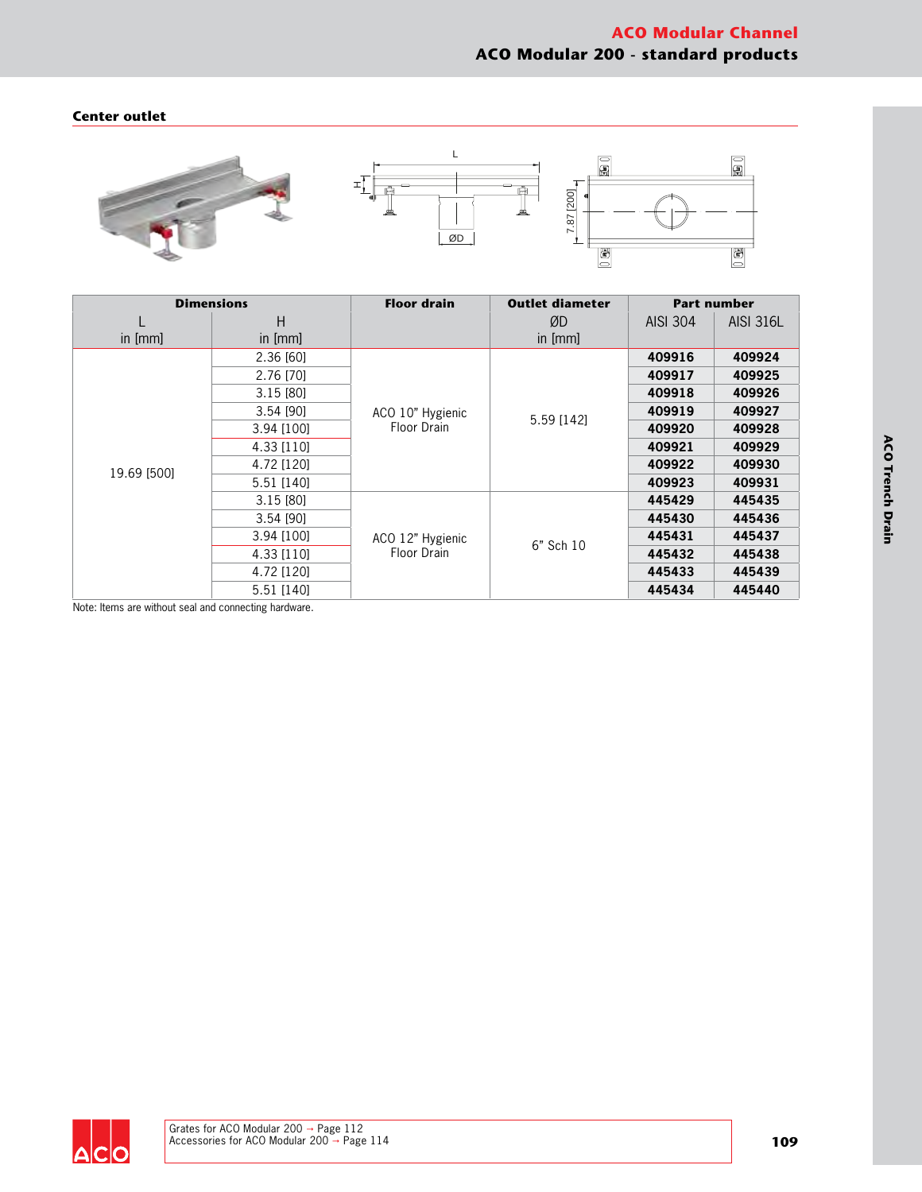## Center outlet

| Dimensions | | Floor drain | Outlet diameter | Part number | |
|---|---|---|---|---|---|
| L in [mm] | H in [mm] | | ØD in [mm] | AISI 304 | AISI 316L |
| 19.69 [500] | 2.36 [60] | ACO 10" Hygienic Floor Drain | 5.59 [142] | **409916** | **409924** |
| | 2.76 [70] | | | **409917** | **409925** |
| | 3.15 [80] | | | **409918** | **409926** |
| | 3.54 [90] | | | **409919** | **409927** |
| | 3.94 [100] | | | **409920** | **409928** |
| | 4.33 [110] | | | **409921** | **409929** |
| | 4.72 [120] | | | **409922** | **409930** |
| | 5.51 [140] | | | **409923** | **409931** |
| | 3.15 [80] | ACO 12" Hygienic Floor Drain | 6" Sch 10 | **445429** | **445435** |
| | 3.54 [90] | | | **445430** | **445436** |
| | 3.94 [100] | | | **445431** | **445437** |
| | 4.33 [110] | | | **445432** | **445438** |
| | 4.72 [120] | | | **445433** | **445439** |
| | 5.51 [140] | | | **445434** | **445440** |

Note: Items are without seal and connecting hardware.

Grates for ACO Modular 200 → Page 112
Accessories for ACO Modular 200 → Page 114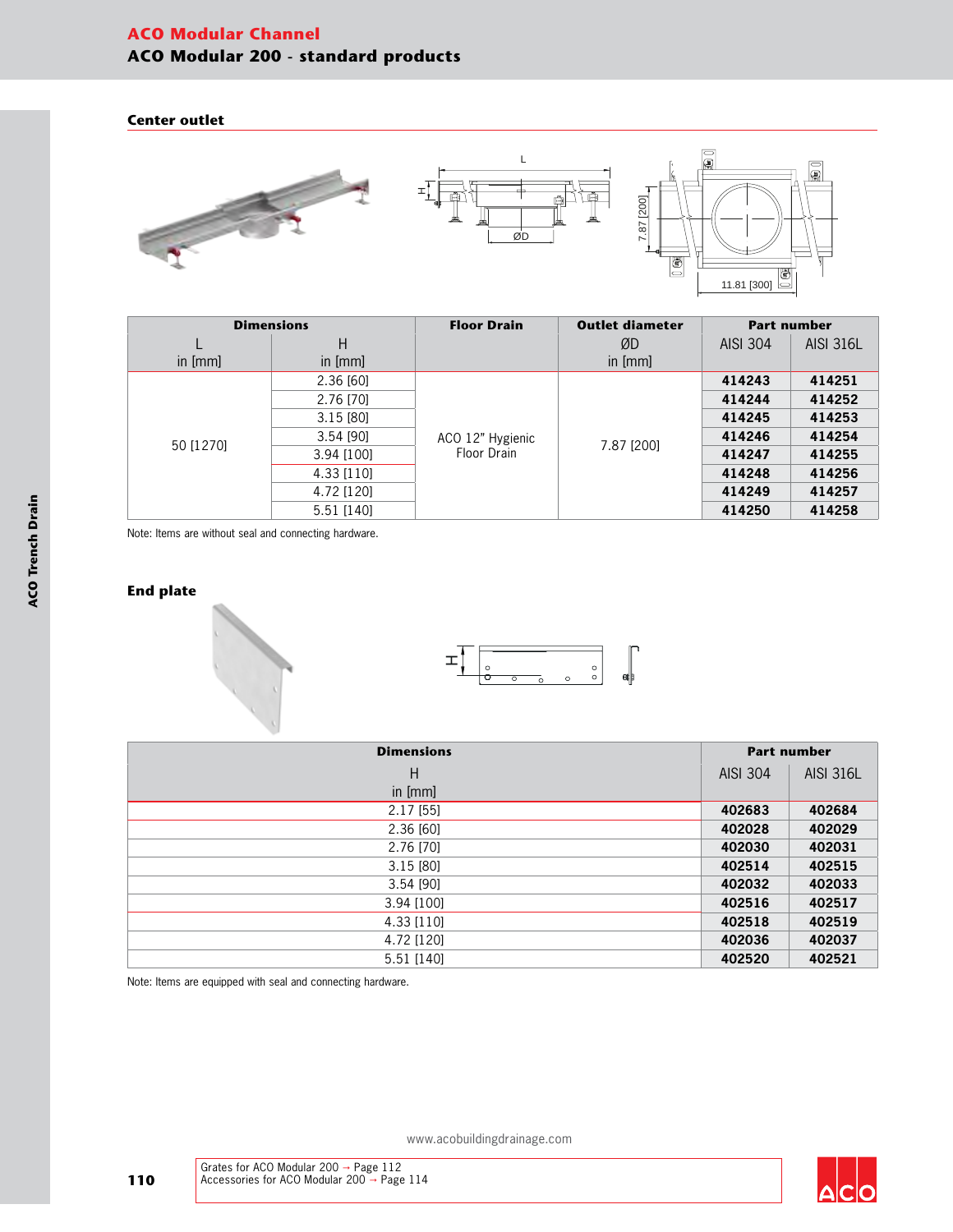# ACO Modular Channel

## ACO Modular 200 - standard products

### Center outlet

| Dimensions | | Floor Drain | Outlet diameter | Part number | |
|---|---|---|---|---|---|
| L in [mm] | H in [mm] | | ØD in [mm] | AISI 304 | AISI 316L |
| 50 [1270] | 2.36 [60] | ACO 12" Hygienic Floor Drain | 7.87 [200] | **414243** | **414251** |
| | 2.76 [70] | | | **414244** | **414252** |
| | 3.15 [80] | | | **414245** | **414253** |
| | 3.54 [90] | | | **414246** | **414254** |
| | 3.94 [100] | | | **414247** | **414255** |
| | 4.33 [110] | | | **414248** | **414256** |
| | 4.72 [120] | | | **414249** | **414257** |
| | 5.51 [140] | | | **414250** | **414258** |

Note: Items are without seal and connecting hardware.

### End plate

| Dimensions | Part number | |
|---|---|---|
| H in [mm] | AISI 304 | AISI 316L |
| 2.17 [55] | **402683** | **402684** |
| 2.36 [60] | **402028** | **402029** |
| 2.76 [70] | **402030** | **402031** |
| 3.15 [80] | **402514** | **402515** |
| 3.54 [90] | **402032** | **402033** |
| 3.94 [100] | **402516** | **402517** |
| 4.33 [110] | **402518** | **402519** |
| 4.72 [120] | **402036** | **402037** |
| 5.51 [140] | **402520** | **402521** |

Note: Items are equipped with seal and connecting hardware.

www.acobuildingdrainage.com

Grates for ACO Modular 200 → Page 112
Accessories for ACO Modular 200 → Page 114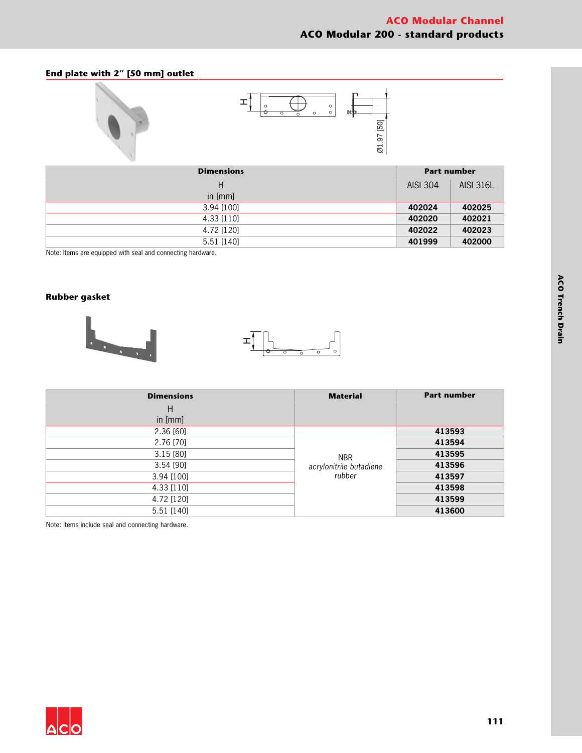## End plate with 2" [50 mm] outlet

| Dimensions | Part number | |
|---|---|---|
| H<br>in [mm] | AISI 304 | AISI 316L |
| 3.94 [100] | **402024** | **402025** |
| 4.33 [110] | **402020** | **402021** |
| 4.72 [120] | **402022** | **402023** |
| 5.51 [140] | **401999** | **402000** |

Note: Items are equipped with seal and connecting hardware.

## Rubber gasket

| Dimensions<br>H<br>in [mm] | Material | Part number |
|---|---|---|
| 2.36 [60] | NBR *acrylonitrile butadiene rubber* | **413593** |
| 2.76 [70] | | **413594** |
| 3.15 [80] | | **413595** |
| 3.54 [90] | | **413596** |
| 3.94 [100] | | **413597** |
| 4.33 [110] | | **413598** |
| 4.72 [120] | | **413599** |
| 5.51 [140] | | **413600** |

Note: Items include seal and connecting hardware.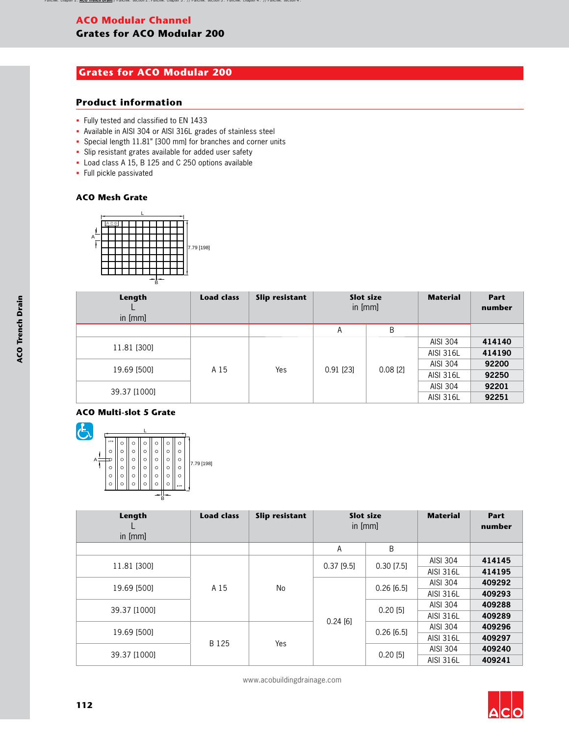# ACO Modular Channel

## Grates for ACO Modular 200

## Grates for ACO Modular 200

### Product information

- Fully tested and classified to EN 1433
- Available in AISI 304 or AISI 316L grades of stainless steel
- Special length 11.81" [300 mm] for branches and corner units
- Slip resistant grates available for added user safety
- Load class A 15, B 125 and C 250 options available
- Full pickle passivated

### ACO Mesh Grate

| Length L in [mm] | Load class | Slip resistant | Slot size in [mm] | | Material | Part number |
|---|---|---|---|---|---|---|
| | | | A | B | | |
| 11.81 [300] | A 15 | Yes | 0.91 [23] | 0.08 [2] | AISI 304 | 414140 |
| | | | | | AISI 316L | 414190 |
| 19.69 [500] | | | | | AISI 304 | 92200 |
| | | | | | AISI 316L | 92250 |
| 39.37 [1000] | | | | | AISI 304 | 92201 |
| | | | | | AISI 316L | 92251 |

### ACO Multi-slot 5 Grate

| Length L in [mm] | Load class | Slip resistant | Slot size in [mm] | | Material | Part number |
|---|---|---|---|---|---|---|
| | | | A | B | | |
| 11.81 [300] | A 15 | No | 0.37 [9.5] | 0.30 [7.5] | AISI 304 | 414145 |
| | | | | | AISI 316L | 414195 |
| 19.69 [500] | | | 0.24 [6] | 0.26 [6.5] | AISI 304 | 409292 |
| | | | | | AISI 316L | 409293 |
| 39.37 [1000] | | | | 0.20 [5] | AISI 304 | 409288 |
| | | | | | AISI 316L | 409289 |
| 19.69 [500] | B 125 | Yes | | 0.26 [6.5] | AISI 304 | 409296 |
| | | | | | AISI 316L | 409297 |
| 39.37 [1000] | | | | 0.20 [5] | AISI 304 | 409240 |
| | | | | | AISI 316L | 409241 |

www.acobuildingdrainage.com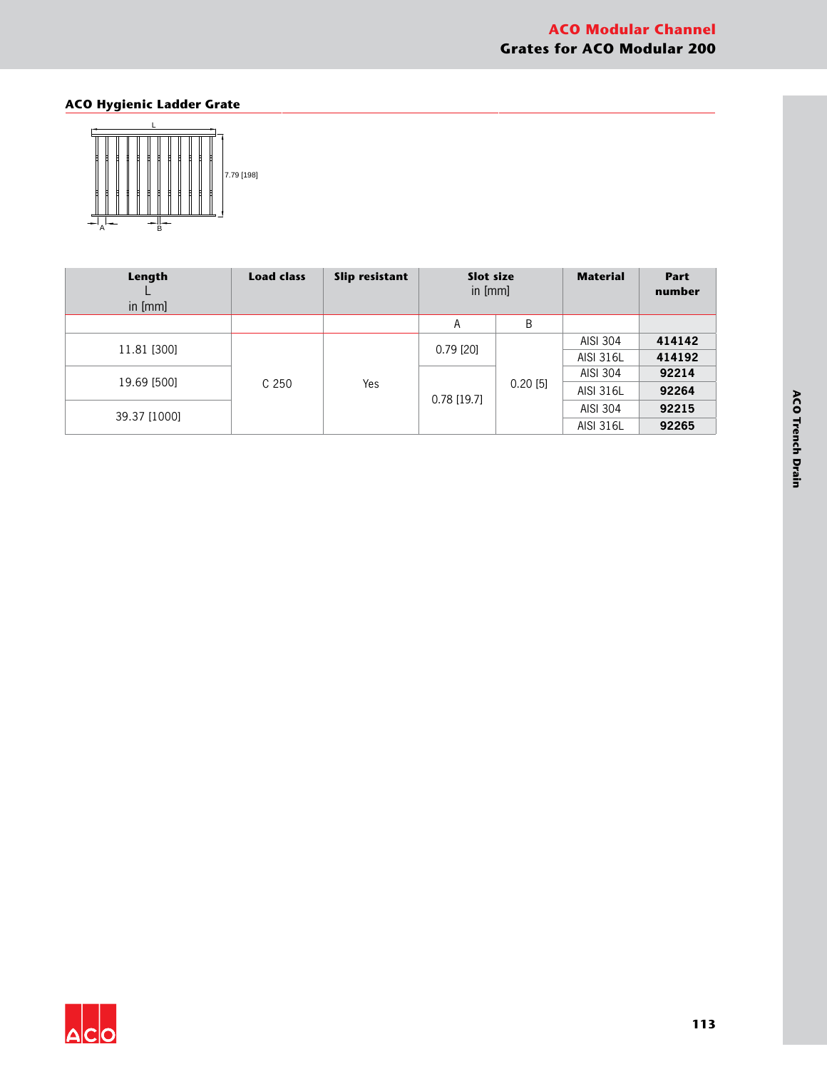## ACO Hygienic Ladder Grate

L

7.79 [198]

A B

| Length L in [mm] | Load class | Slip resistant | Slot size in [mm] | | Material | Part number |
|---|---|---|---|---|---|---|
| | | | A | B | | |
| 11.81 [300] | C 250 | Yes | 0.79 [20] | 0.20 [5] | AISI 304 | **414142** |
| | | | | | AISI 316L | **414192** |
| 19.69 [500] | | | 0.78 [19.7] | | AISI 304 | **92214** |
| | | | | | AISI 316L | **92264** |
| 39.37 [1000] | | | | | AISI 304 | **92215** |
| | | | | | AISI 316L | **92265** |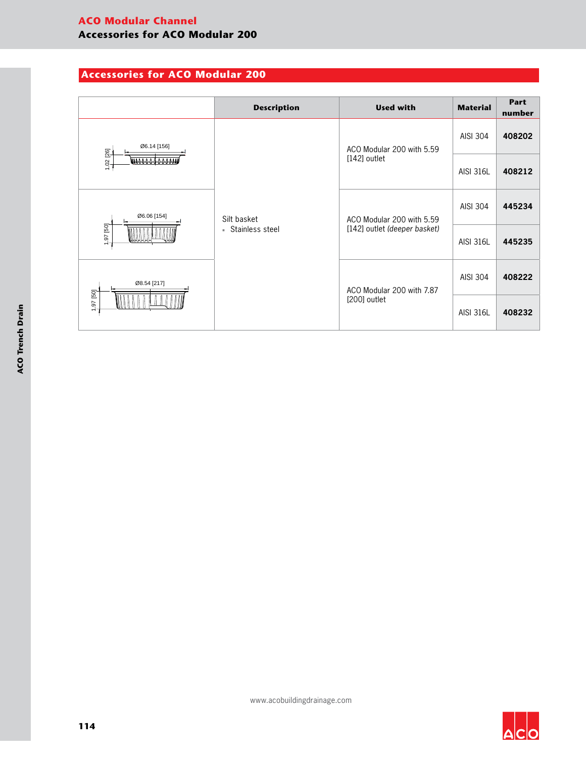## Accessories for ACO Modular 200

| | Description | Used with | Material | Part number |
|---|---|---|---|---|
| Ø6.14 [156], 1.02 [26] | Silt basket<br>▪ Stainless steel | ACO Modular 200 with 5.59 [142] outlet | AISI 304 | **408202** |
| | | | AISI 316L | **408212** |
| Ø6.06 [154], 1.97 [50] | | ACO Modular 200 with 5.59 [142] outlet *(deeper basket)* | AISI 304 | **445234** |
| | | | AISI 316L | **445235** |
| Ø8.54 [217], 1.97 [50] | | ACO Modular 200 with 7.87 [200] outlet | AISI 304 | **408222** |
| | | | AISI 316L | **408232** |

www.acobuildingdrainage.com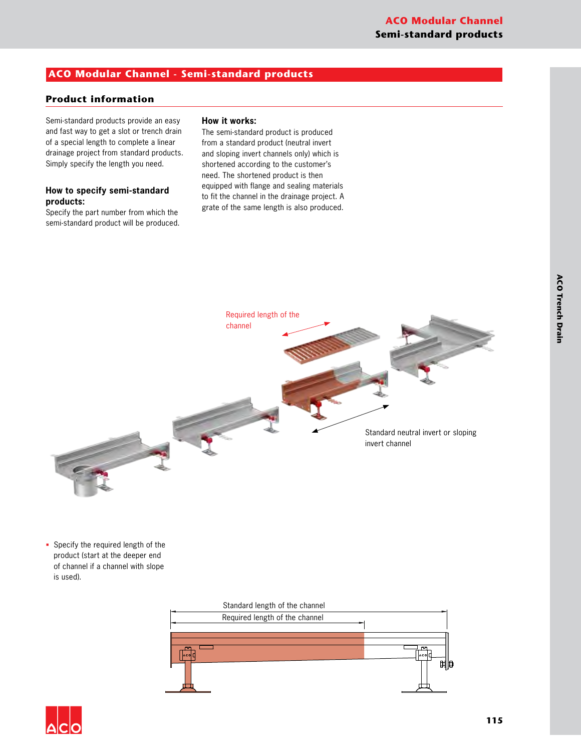## ACO Modular Channel - Semi-standard products

### Product information

Semi-standard products provide an easy and fast way to get a slot or trench drain of a special length to complete a linear drainage project from standard products. Simply specify the length you need.

#### How to specify semi-standard products:

Specify the part number from which the semi-standard product will be produced.

#### How it works:

The semi-standard product is produced from a standard product (neutral invert and sloping invert channels only) which is shortened according to the customer's need. The shortened product is then equipped with flange and sealing materials to fit the channel in the drainage project. A grate of the same length is also produced.

Required length of the channel

Standard neutral invert or sloping invert channel

- Specify the required length of the product (start at the deeper end of channel if a channel with slope is used).

Standard length of the channel

Required length of the channel